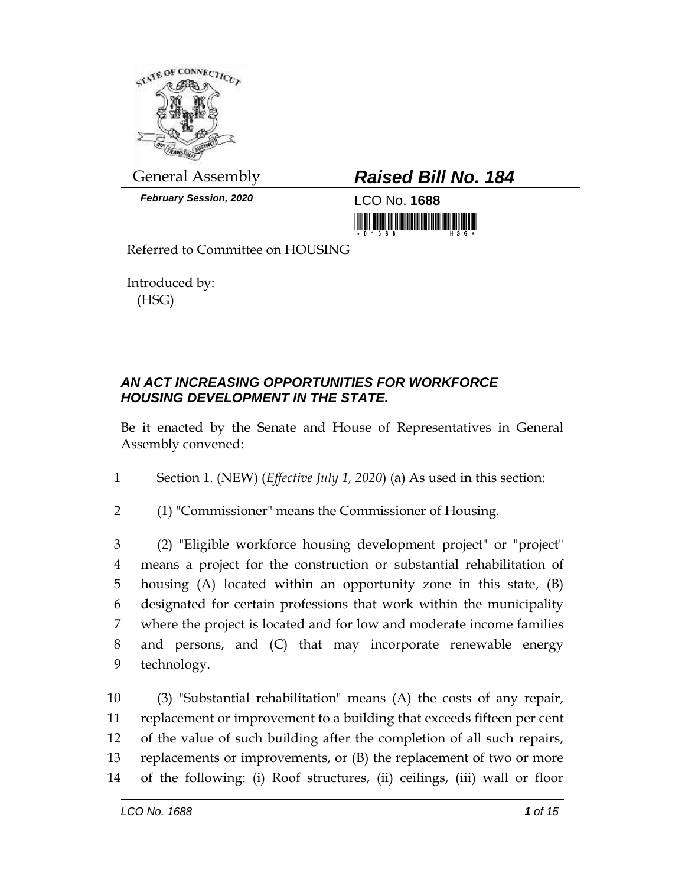General Assembly

***Raised Bill No. 184***

***February Session, 2020***

LCO No. **1688**

Referred to Committee on HOUSING

Introduced by:
(HSG)

## *AN ACT INCREASING OPPORTUNITIES FOR WORKFORCE HOUSING DEVELOPMENT IN THE STATE.*

Be it enacted by the Senate and House of Representatives in General Assembly convened:

1 Section 1. (NEW) (*Effective July 1, 2020*) (a) As used in this section:

2 (1) "Commissioner" means the Commissioner of Housing.

3 (2) "Eligible workforce housing development project" or "project"
4 means a project for the construction or substantial rehabilitation of
5 housing (A) located within an opportunity zone in this state, (B)
6 designated for certain professions that work within the municipality
7 where the project is located and for low and moderate income families
8 and persons, and (C) that may incorporate renewable energy
9 technology.

10 (3) "Substantial rehabilitation" means (A) the costs of any repair,
11 replacement or improvement to a building that exceeds fifteen per cent
12 of the value of such building after the completion of all such repairs,
13 replacements or improvements, or (B) the replacement of two or more
14 of the following: (i) Roof structures, (ii) ceilings, (iii) wall or floor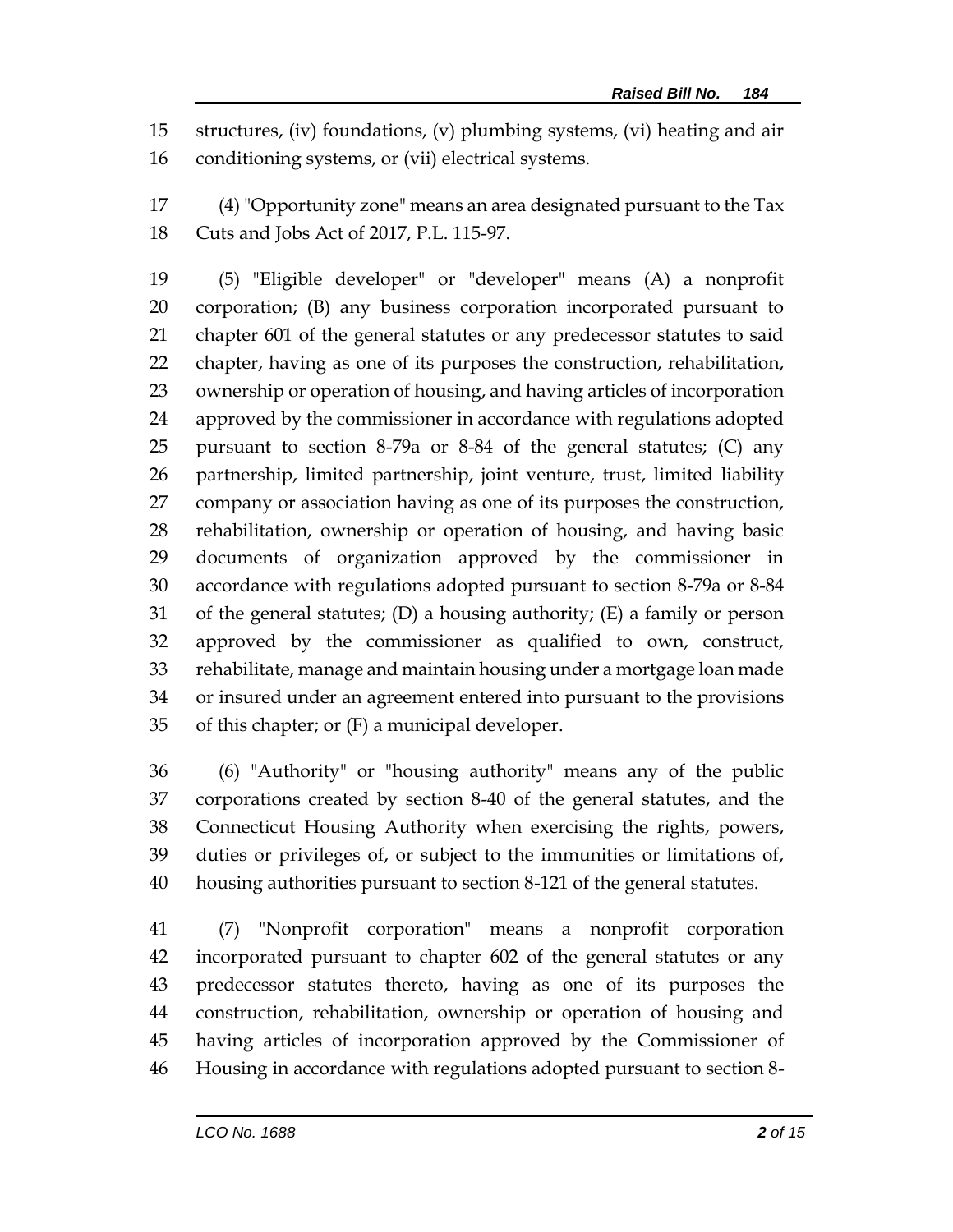structures, (iv) foundations, (v) plumbing systems, (vi) heating and air conditioning systems, or (vii) electrical systems.

(4) "Opportunity zone" means an area designated pursuant to the Tax Cuts and Jobs Act of 2017, P.L. 115-97.

(5) "Eligible developer" or "developer" means (A) a nonprofit corporation; (B) any business corporation incorporated pursuant to chapter 601 of the general statutes or any predecessor statutes to said chapter, having as one of its purposes the construction, rehabilitation, ownership or operation of housing, and having articles of incorporation approved by the commissioner in accordance with regulations adopted pursuant to section 8-79a or 8-84 of the general statutes; (C) any partnership, limited partnership, joint venture, trust, limited liability company or association having as one of its purposes the construction, rehabilitation, ownership or operation of housing, and having basic documents of organization approved by the commissioner in accordance with regulations adopted pursuant to section 8-79a or 8-84 of the general statutes; (D) a housing authority; (E) a family or person approved by the commissioner as qualified to own, construct, rehabilitate, manage and maintain housing under a mortgage loan made or insured under an agreement entered into pursuant to the provisions of this chapter; or (F) a municipal developer.

(6) "Authority" or "housing authority" means any of the public corporations created by section 8-40 of the general statutes, and the Connecticut Housing Authority when exercising the rights, powers, duties or privileges of, or subject to the immunities or limitations of, housing authorities pursuant to section 8-121 of the general statutes.

(7) "Nonprofit corporation" means a nonprofit corporation incorporated pursuant to chapter 602 of the general statutes or any predecessor statutes thereto, having as one of its purposes the construction, rehabilitation, ownership or operation of housing and having articles of incorporation approved by the Commissioner of Housing in accordance with regulations adopted pursuant to section 8-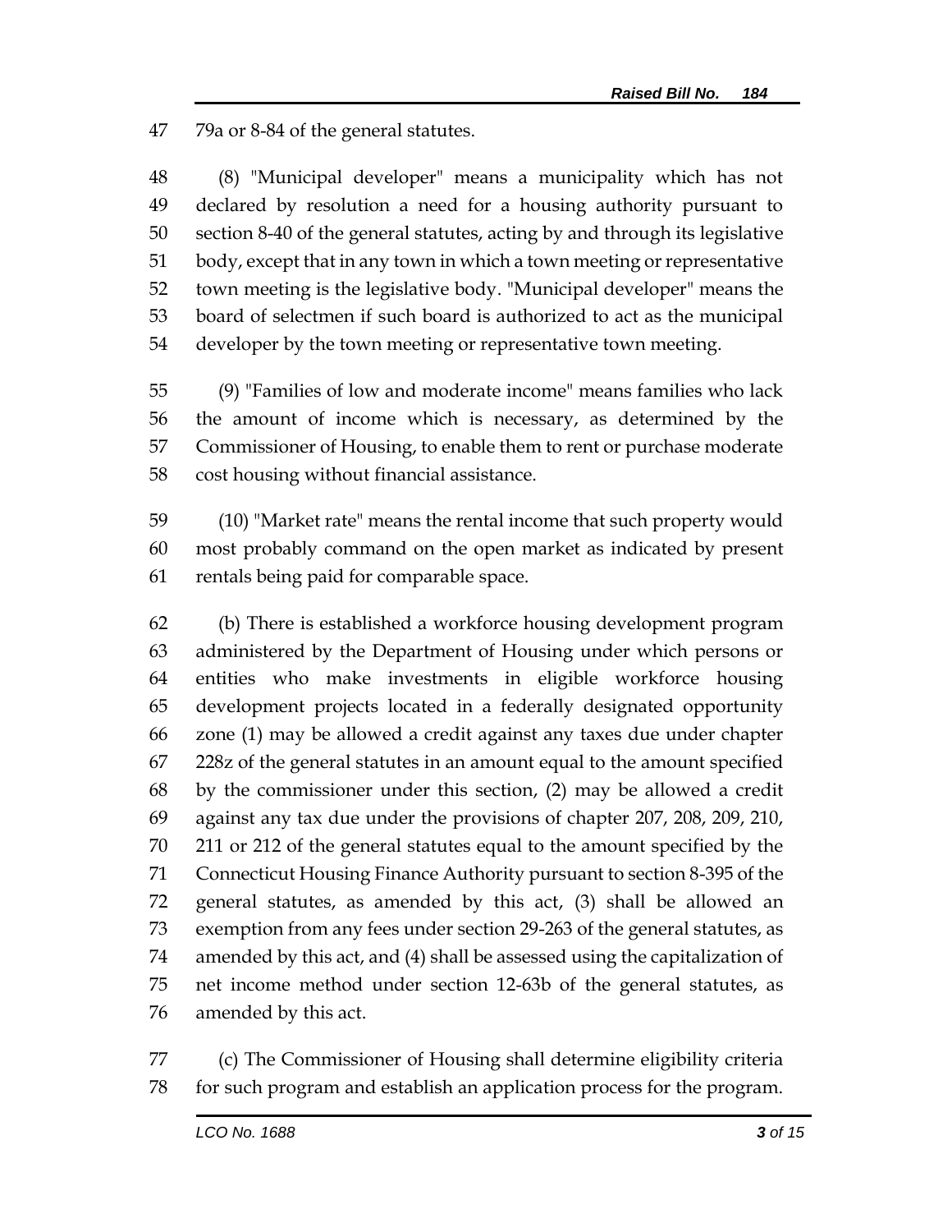79a or 8-84 of the general statutes.

(8) "Municipal developer" means a municipality which has not declared by resolution a need for a housing authority pursuant to section 8-40 of the general statutes, acting by and through its legislative body, except that in any town in which a town meeting or representative town meeting is the legislative body. "Municipal developer" means the board of selectmen if such board is authorized to act as the municipal developer by the town meeting or representative town meeting.

(9) "Families of low and moderate income" means families who lack the amount of income which is necessary, as determined by the Commissioner of Housing, to enable them to rent or purchase moderate cost housing without financial assistance.

(10) "Market rate" means the rental income that such property would most probably command on the open market as indicated by present rentals being paid for comparable space.

(b) There is established a workforce housing development program administered by the Department of Housing under which persons or entities who make investments in eligible workforce housing development projects located in a federally designated opportunity zone (1) may be allowed a credit against any taxes due under chapter 228z of the general statutes in an amount equal to the amount specified by the commissioner under this section, (2) may be allowed a credit against any tax due under the provisions of chapter 207, 208, 209, 210, 211 or 212 of the general statutes equal to the amount specified by the Connecticut Housing Finance Authority pursuant to section 8-395 of the general statutes, as amended by this act, (3) shall be allowed an exemption from any fees under section 29-263 of the general statutes, as amended by this act, and (4) shall be assessed using the capitalization of net income method under section 12-63b of the general statutes, as amended by this act.

(c) The Commissioner of Housing shall determine eligibility criteria for such program and establish an application process for the program.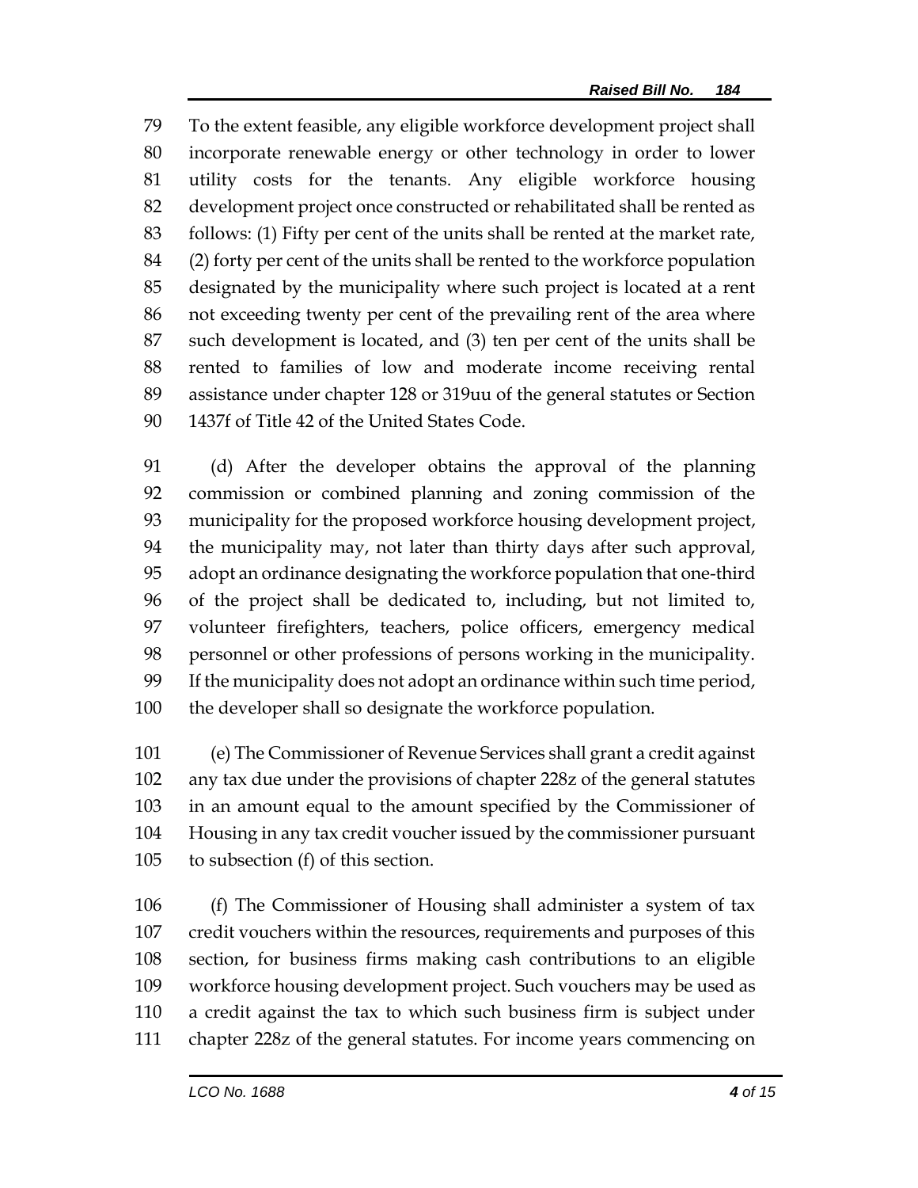To the extent feasible, any eligible workforce development project shall incorporate renewable energy or other technology in order to lower utility costs for the tenants. Any eligible workforce housing development project once constructed or rehabilitated shall be rented as follows: (1) Fifty per cent of the units shall be rented at the market rate, (2) forty per cent of the units shall be rented to the workforce population designated by the municipality where such project is located at a rent not exceeding twenty per cent of the prevailing rent of the area where such development is located, and (3) ten per cent of the units shall be rented to families of low and moderate income receiving rental assistance under chapter 128 or 319uu of the general statutes or Section 1437f of Title 42 of the United States Code.

(d) After the developer obtains the approval of the planning commission or combined planning and zoning commission of the municipality for the proposed workforce housing development project, the municipality may, not later than thirty days after such approval, adopt an ordinance designating the workforce population that one-third of the project shall be dedicated to, including, but not limited to, volunteer firefighters, teachers, police officers, emergency medical personnel or other professions of persons working in the municipality. If the municipality does not adopt an ordinance within such time period, the developer shall so designate the workforce population.

(e) The Commissioner of Revenue Services shall grant a credit against any tax due under the provisions of chapter 228z of the general statutes in an amount equal to the amount specified by the Commissioner of Housing in any tax credit voucher issued by the commissioner pursuant to subsection (f) of this section.

(f) The Commissioner of Housing shall administer a system of tax credit vouchers within the resources, requirements and purposes of this section, for business firms making cash contributions to an eligible workforce housing development project. Such vouchers may be used as a credit against the tax to which such business firm is subject under chapter 228z of the general statutes. For income years commencing on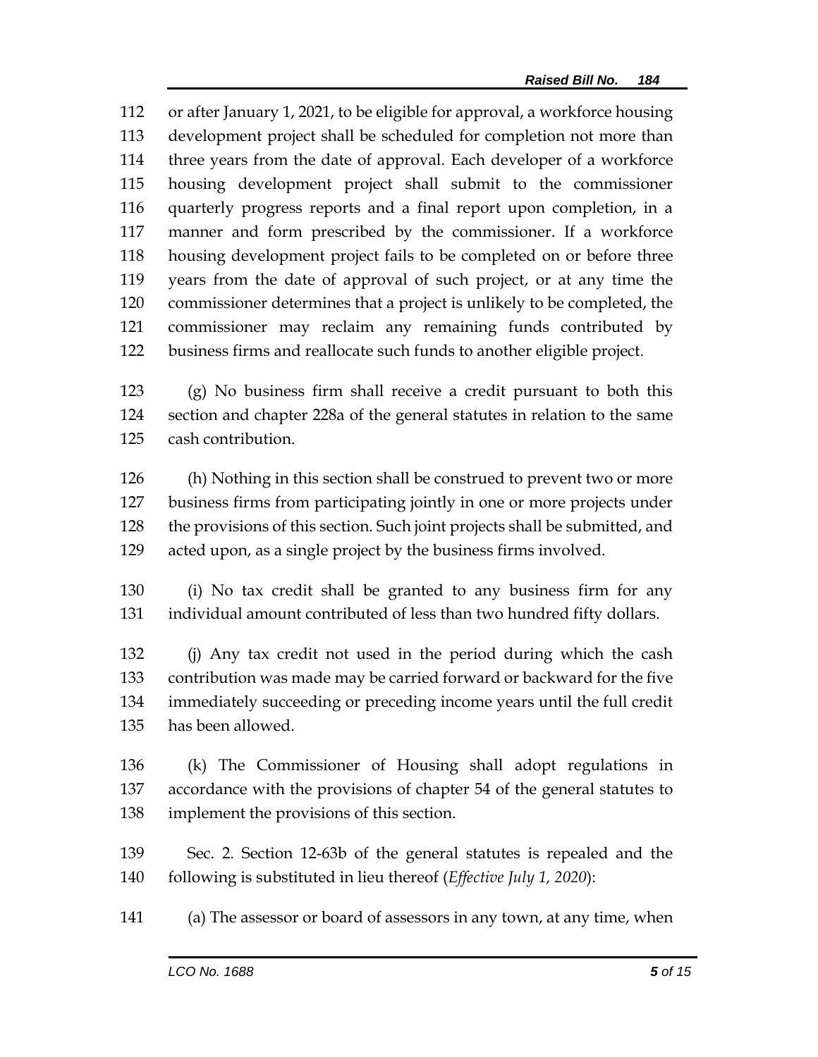or after January 1, 2021, to be eligible for approval, a workforce housing development project shall be scheduled for completion not more than three years from the date of approval. Each developer of a workforce housing development project shall submit to the commissioner quarterly progress reports and a final report upon completion, in a manner and form prescribed by the commissioner. If a workforce housing development project fails to be completed on or before three years from the date of approval of such project, or at any time the commissioner determines that a project is unlikely to be completed, the commissioner may reclaim any remaining funds contributed by business firms and reallocate such funds to another eligible project.

(g) No business firm shall receive a credit pursuant to both this section and chapter 228a of the general statutes in relation to the same cash contribution.

(h) Nothing in this section shall be construed to prevent two or more business firms from participating jointly in one or more projects under the provisions of this section. Such joint projects shall be submitted, and acted upon, as a single project by the business firms involved.

(i) No tax credit shall be granted to any business firm for any individual amount contributed of less than two hundred fifty dollars.

(j) Any tax credit not used in the period during which the cash contribution was made may be carried forward or backward for the five immediately succeeding or preceding income years until the full credit has been allowed.

(k) The Commissioner of Housing shall adopt regulations in accordance with the provisions of chapter 54 of the general statutes to implement the provisions of this section.

Sec. 2. Section 12-63b of the general statutes is repealed and the following is substituted in lieu thereof (*Effective July 1, 2020*):

(a) The assessor or board of assessors in any town, at any time, when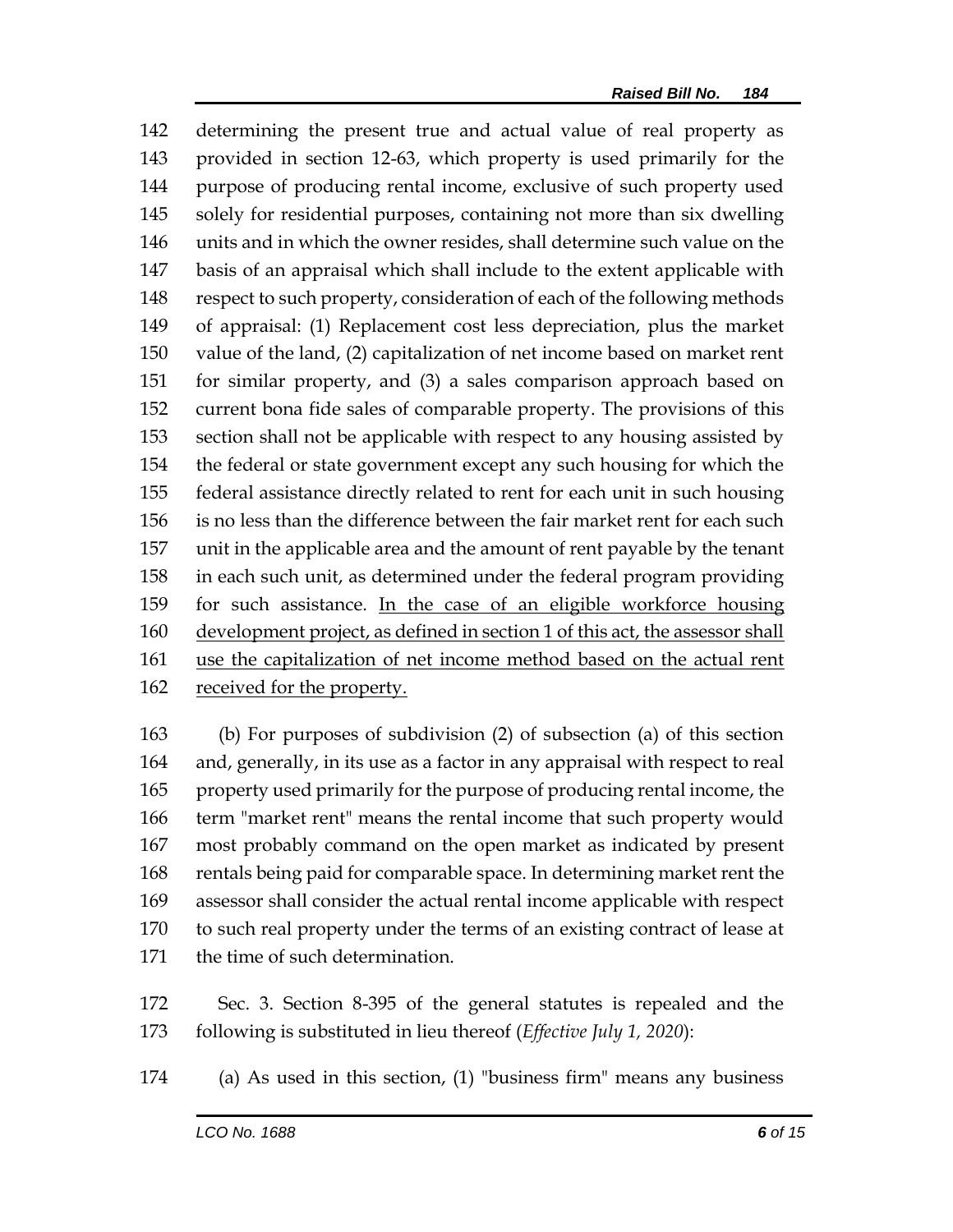determining the present true and actual value of real property as provided in section 12-63, which property is used primarily for the purpose of producing rental income, exclusive of such property used solely for residential purposes, containing not more than six dwelling units and in which the owner resides, shall determine such value on the basis of an appraisal which shall include to the extent applicable with respect to such property, consideration of each of the following methods of appraisal: (1) Replacement cost less depreciation, plus the market value of the land, (2) capitalization of net income based on market rent for similar property, and (3) a sales comparison approach based on current bona fide sales of comparable property. The provisions of this section shall not be applicable with respect to any housing assisted by the federal or state government except any such housing for which the federal assistance directly related to rent for each unit in such housing is no less than the difference between the fair market rent for each such unit in the applicable area and the amount of rent payable by the tenant in each such unit, as determined under the federal program providing for such assistance. <u>In the case of an eligible workforce housing development project, as defined in section 1 of this act, the assessor shall use the capitalization of net income method based on the actual rent received for the property.</u>

(b) For purposes of subdivision (2) of subsection (a) of this section and, generally, in its use as a factor in any appraisal with respect to real property used primarily for the purpose of producing rental income, the term "market rent" means the rental income that such property would most probably command on the open market as indicated by present rentals being paid for comparable space. In determining market rent the assessor shall consider the actual rental income applicable with respect to such real property under the terms of an existing contract of lease at the time of such determination.

Sec. 3. Section 8-395 of the general statutes is repealed and the following is substituted in lieu thereof (*Effective July 1, 2020*):

(a) As used in this section, (1) "business firm" means any business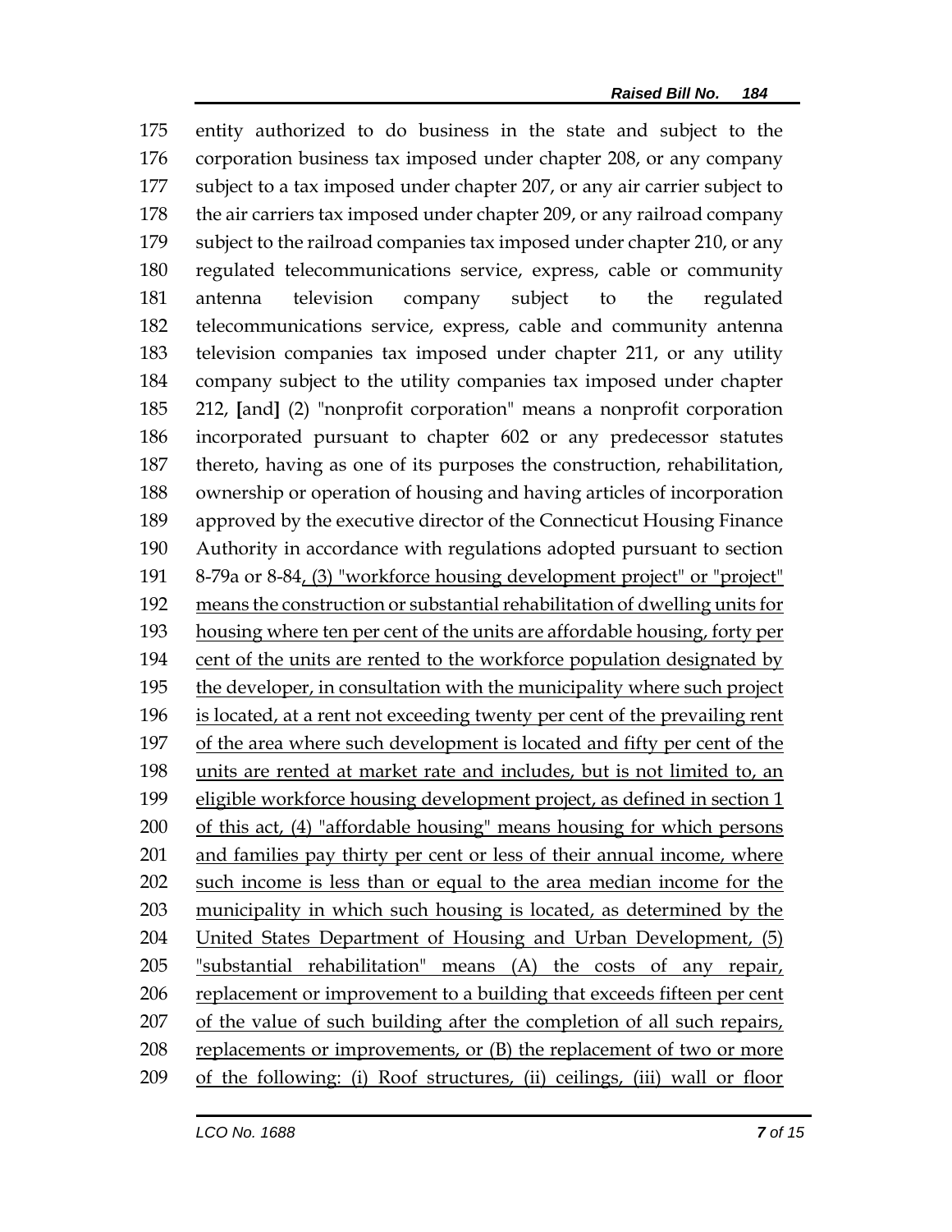175 entity authorized to do business in the state and subject to the
176 corporation business tax imposed under chapter 208, or any company
177 subject to a tax imposed under chapter 207, or any air carrier subject to
178 the air carriers tax imposed under chapter 209, or any railroad company
179 subject to the railroad companies tax imposed under chapter 210, or any
180 regulated telecommunications service, express, cable or community
181 antenna television company subject to the regulated
182 telecommunications service, express, cable and community antenna
183 television companies tax imposed under chapter 211, or any utility
184 company subject to the utility companies tax imposed under chapter
185 212, **[**and**]** (2) "nonprofit corporation" means a nonprofit corporation
186 incorporated pursuant to chapter 602 or any predecessor statutes
187 thereto, having as one of its purposes the construction, rehabilitation,
188 ownership or operation of housing and having articles of incorporation
189 approved by the executive director of the Connecticut Housing Finance
190 Authority in accordance with regulations adopted pursuant to section
191 8-79a or 8-84<u>, (3) "workforce housing development project" or "project"</u>
192 <u>means the construction or substantial rehabilitation of dwelling units for</u>
193 <u>housing where ten per cent of the units are affordable housing, forty per</u>
194 <u>cent of the units are rented to the workforce population designated by</u>
195 <u>the developer, in consultation with the municipality where such project</u>
196 <u>is located, at a rent not exceeding twenty per cent of the prevailing rent</u>
197 <u>of the area where such development is located and fifty per cent of the</u>
198 <u>units are rented at market rate and includes, but is not limited to, an</u>
199 <u>eligible workforce housing development project, as defined in section 1</u>
200 <u>of this act, (4) "affordable housing" means housing for which persons</u>
201 <u>and families pay thirty per cent or less of their annual income, where</u>
202 <u>such income is less than or equal to the area median income for the</u>
203 <u>municipality in which such housing is located, as determined by the</u>
204 <u>United States Department of Housing and Urban Development, (5)</u>
205 <u>"substantial rehabilitation" means (A) the costs of any repair,</u>
206 <u>replacement or improvement to a building that exceeds fifteen per cent</u>
207 <u>of the value of such building after the completion of all such repairs,</u>
208 <u>replacements or improvements, or (B) the replacement of two or more</u>
209 <u>of the following: (i) Roof structures, (ii) ceilings, (iii) wall or floor</u>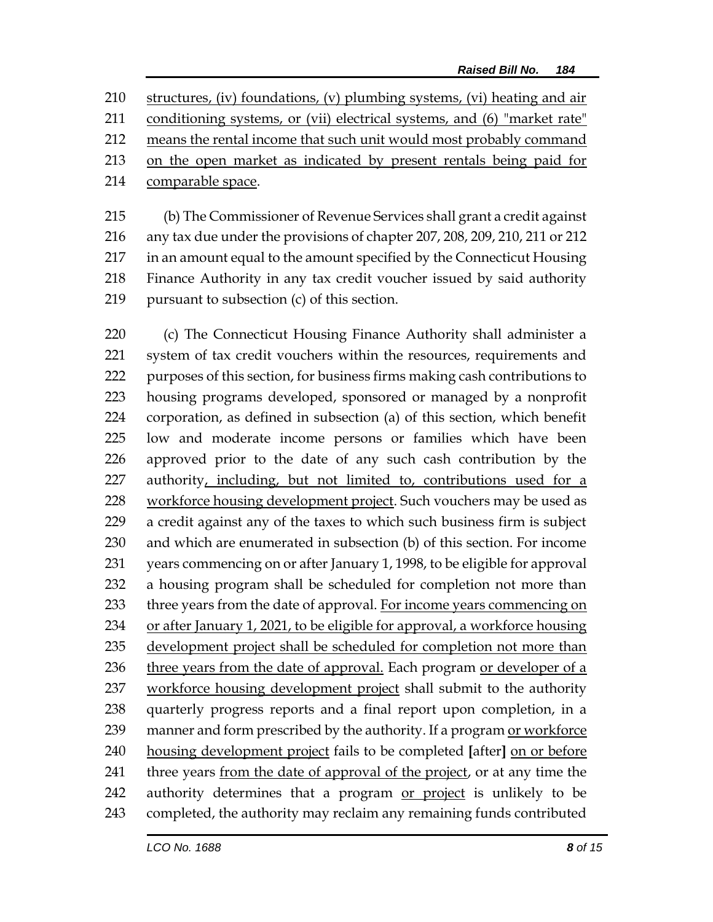structures, (iv) foundations, (v) plumbing systems, (vi) heating and air conditioning systems, or (vii) electrical systems, and (6) "market rate" means the rental income that such unit would most probably command on the open market as indicated by present rentals being paid for comparable space.

(b) The Commissioner of Revenue Services shall grant a credit against any tax due under the provisions of chapter 207, 208, 209, 210, 211 or 212 in an amount equal to the amount specified by the Connecticut Housing Finance Authority in any tax credit voucher issued by said authority pursuant to subsection (c) of this section.

(c) The Connecticut Housing Finance Authority shall administer a system of tax credit vouchers within the resources, requirements and purposes of this section, for business firms making cash contributions to housing programs developed, sponsored or managed by a nonprofit corporation, as defined in subsection (a) of this section, which benefit low and moderate income persons or families which have been approved prior to the date of any such cash contribution by the authority, including, but not limited to, contributions used for a workforce housing development project. Such vouchers may be used as a credit against any of the taxes to which such business firm is subject and which are enumerated in subsection (b) of this section. For income years commencing on or after January 1, 1998, to be eligible for approval a housing program shall be scheduled for completion not more than three years from the date of approval. For income years commencing on or after January 1, 2021, to be eligible for approval, a workforce housing development project shall be scheduled for completion not more than three years from the date of approval. Each program or developer of a workforce housing development project shall submit to the authority quarterly progress reports and a final report upon completion, in a manner and form prescribed by the authority. If a program or workforce housing development project fails to be completed **[**after**]** on or before three years from the date of approval of the project, or at any time the authority determines that a program or project is unlikely to be completed, the authority may reclaim any remaining funds contributed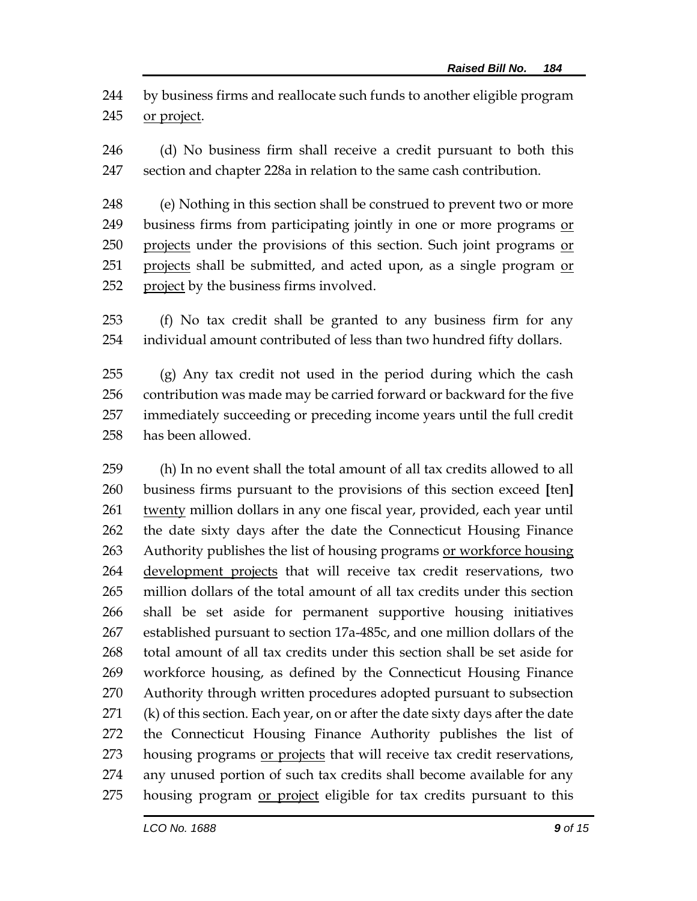by business firms and reallocate such funds to another eligible program <u>or project</u>.

(d) No business firm shall receive a credit pursuant to both this section and chapter 228a in relation to the same cash contribution.

(e) Nothing in this section shall be construed to prevent two or more business firms from participating jointly in one or more programs <u>or projects</u> under the provisions of this section. Such joint programs <u>or projects</u> shall be submitted, and acted upon, as a single program <u>or project</u> by the business firms involved.

(f) No tax credit shall be granted to any business firm for any individual amount contributed of less than two hundred fifty dollars.

(g) Any tax credit not used in the period during which the cash contribution was made may be carried forward or backward for the five immediately succeeding or preceding income years until the full credit has been allowed.

(h) In no event shall the total amount of all tax credits allowed to all business firms pursuant to the provisions of this section exceed **[**ten**]** <u>twenty</u> million dollars in any one fiscal year, provided, each year until the date sixty days after the date the Connecticut Housing Finance Authority publishes the list of housing programs <u>or workforce housing development projects</u> that will receive tax credit reservations, two million dollars of the total amount of all tax credits under this section shall be set aside for permanent supportive housing initiatives established pursuant to section 17a-485c, and one million dollars of the total amount of all tax credits under this section shall be set aside for workforce housing, as defined by the Connecticut Housing Finance Authority through written procedures adopted pursuant to subsection (k) of this section. Each year, on or after the date sixty days after the date the Connecticut Housing Finance Authority publishes the list of housing programs <u>or projects</u> that will receive tax credit reservations, any unused portion of such tax credits shall become available for any housing program <u>or project</u> eligible for tax credits pursuant to this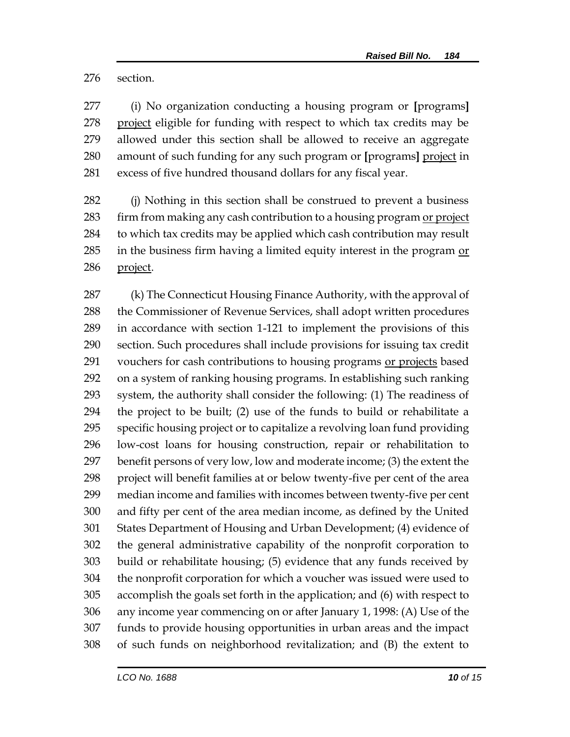section.

(i) No organization conducting a housing program or [programs] project eligible for funding with respect to which tax credits may be allowed under this section shall be allowed to receive an aggregate amount of such funding for any such program or [programs] project in excess of five hundred thousand dollars for any fiscal year.

(j) Nothing in this section shall be construed to prevent a business firm from making any cash contribution to a housing program or project to which tax credits may be applied which cash contribution may result in the business firm having a limited equity interest in the program or project.

(k) The Connecticut Housing Finance Authority, with the approval of the Commissioner of Revenue Services, shall adopt written procedures in accordance with section 1-121 to implement the provisions of this section. Such procedures shall include provisions for issuing tax credit vouchers for cash contributions to housing programs or projects based on a system of ranking housing programs. In establishing such ranking system, the authority shall consider the following: (1) The readiness of the project to be built; (2) use of the funds to build or rehabilitate a specific housing project or to capitalize a revolving loan fund providing low-cost loans for housing construction, repair or rehabilitation to benefit persons of very low, low and moderate income; (3) the extent the project will benefit families at or below twenty-five per cent of the area median income and families with incomes between twenty-five per cent and fifty per cent of the area median income, as defined by the United States Department of Housing and Urban Development; (4) evidence of the general administrative capability of the nonprofit corporation to build or rehabilitate housing; (5) evidence that any funds received by the nonprofit corporation for which a voucher was issued were used to accomplish the goals set forth in the application; and (6) with respect to any income year commencing on or after January 1, 1998: (A) Use of the funds to provide housing opportunities in urban areas and the impact of such funds on neighborhood revitalization; and (B) the extent to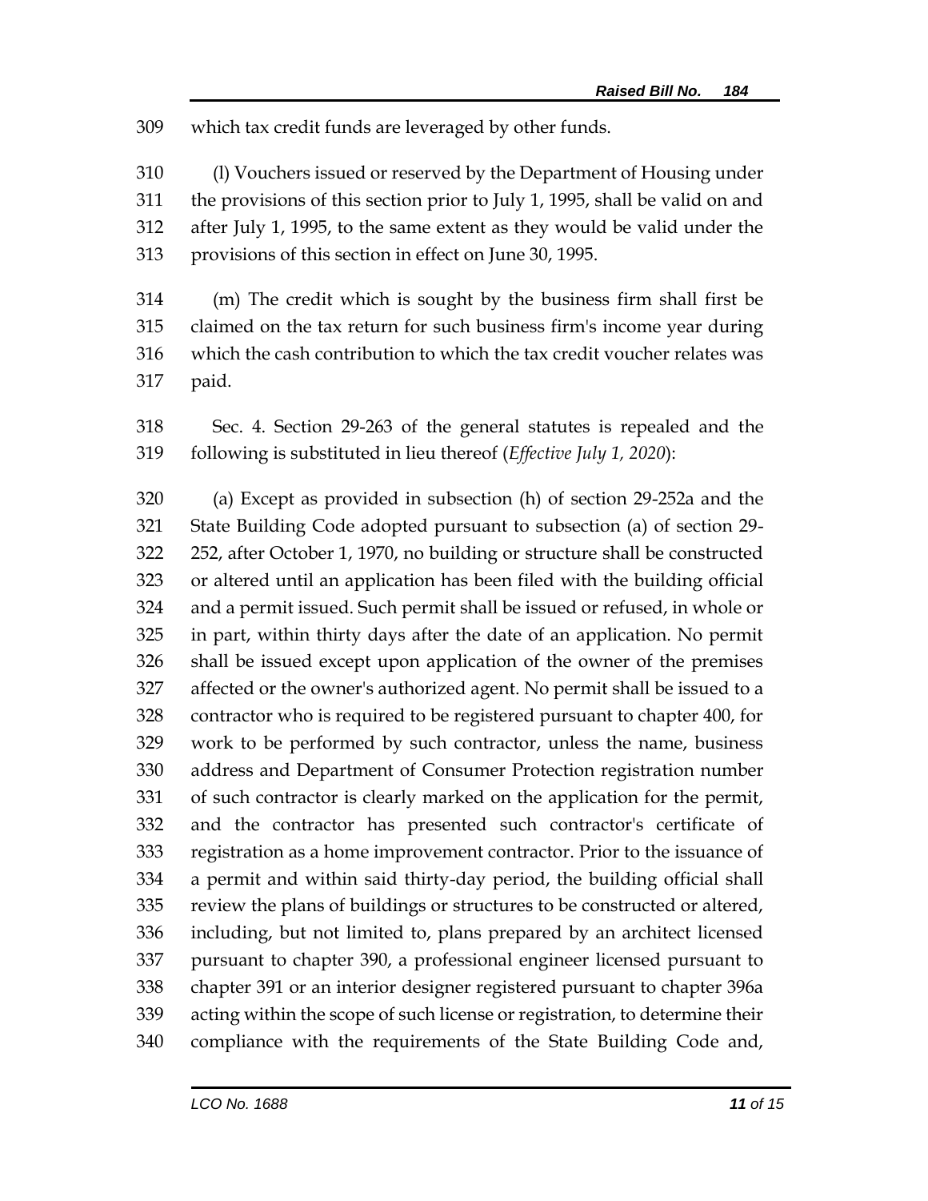which tax credit funds are leveraged by other funds.

(l) Vouchers issued or reserved by the Department of Housing under the provisions of this section prior to July 1, 1995, shall be valid on and after July 1, 1995, to the same extent as they would be valid under the provisions of this section in effect on June 30, 1995.

(m) The credit which is sought by the business firm shall first be claimed on the tax return for such business firm's income year during which the cash contribution to which the tax credit voucher relates was paid.

Sec. 4. Section 29-263 of the general statutes is repealed and the following is substituted in lieu thereof (*Effective July 1, 2020*):

(a) Except as provided in subsection (h) of section 29-252a and the State Building Code adopted pursuant to subsection (a) of section 29-252, after October 1, 1970, no building or structure shall be constructed or altered until an application has been filed with the building official and a permit issued. Such permit shall be issued or refused, in whole or in part, within thirty days after the date of an application. No permit shall be issued except upon application of the owner of the premises affected or the owner's authorized agent. No permit shall be issued to a contractor who is required to be registered pursuant to chapter 400, for work to be performed by such contractor, unless the name, business address and Department of Consumer Protection registration number of such contractor is clearly marked on the application for the permit, and the contractor has presented such contractor's certificate of registration as a home improvement contractor. Prior to the issuance of a permit and within said thirty-day period, the building official shall review the plans of buildings or structures to be constructed or altered, including, but not limited to, plans prepared by an architect licensed pursuant to chapter 390, a professional engineer licensed pursuant to chapter 391 or an interior designer registered pursuant to chapter 396a acting within the scope of such license or registration, to determine their compliance with the requirements of the State Building Code and,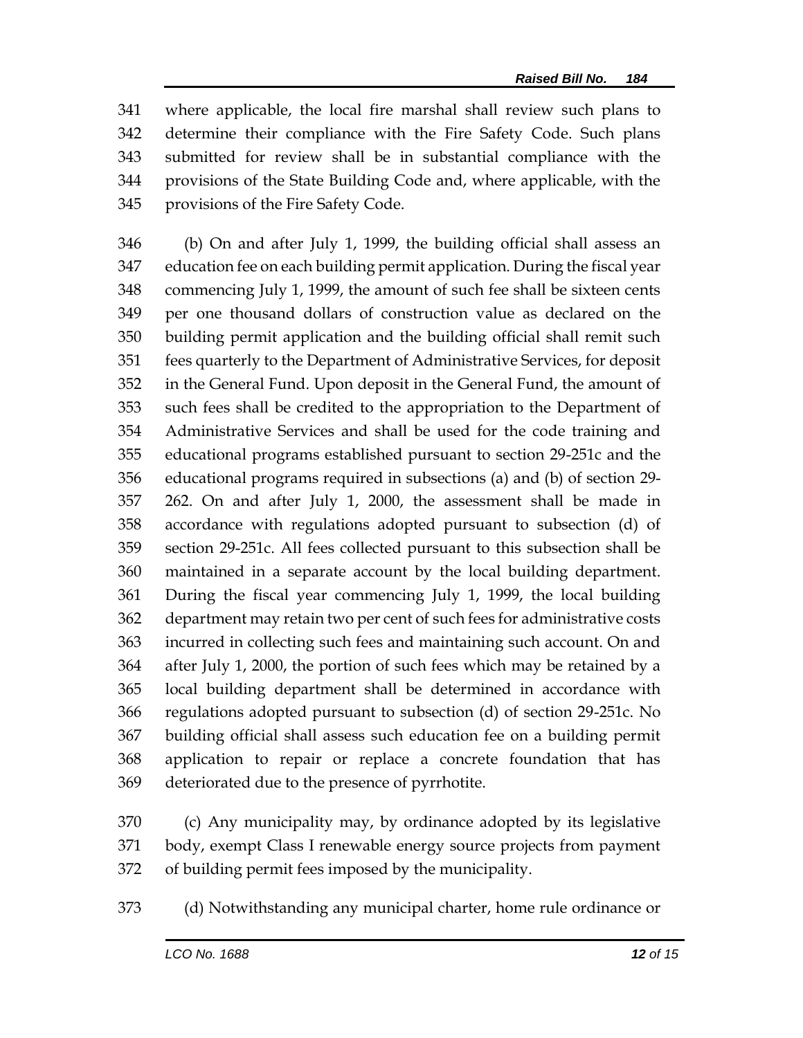341 where applicable, the local fire marshal shall review such plans to
342 determine their compliance with the Fire Safety Code. Such plans
343 submitted for review shall be in substantial compliance with the
344 provisions of the State Building Code and, where applicable, with the
345 provisions of the Fire Safety Code.

346 (b) On and after July 1, 1999, the building official shall assess an
347 education fee on each building permit application. During the fiscal year
348 commencing July 1, 1999, the amount of such fee shall be sixteen cents
349 per one thousand dollars of construction value as declared on the
350 building permit application and the building official shall remit such
351 fees quarterly to the Department of Administrative Services, for deposit
352 in the General Fund. Upon deposit in the General Fund, the amount of
353 such fees shall be credited to the appropriation to the Department of
354 Administrative Services and shall be used for the code training and
355 educational programs established pursuant to section 29-251c and the
356 educational programs required in subsections (a) and (b) of section 29-
357 262. On and after July 1, 2000, the assessment shall be made in
358 accordance with regulations adopted pursuant to subsection (d) of
359 section 29-251c. All fees collected pursuant to this subsection shall be
360 maintained in a separate account by the local building department.
361 During the fiscal year commencing July 1, 1999, the local building
362 department may retain two per cent of such fees for administrative costs
363 incurred in collecting such fees and maintaining such account. On and
364 after July 1, 2000, the portion of such fees which may be retained by a
365 local building department shall be determined in accordance with
366 regulations adopted pursuant to subsection (d) of section 29-251c. No
367 building official shall assess such education fee on a building permit
368 application to repair or replace a concrete foundation that has
369 deteriorated due to the presence of pyrrhotite.

370 (c) Any municipality may, by ordinance adopted by its legislative
371 body, exempt Class I renewable energy source projects from payment
372 of building permit fees imposed by the municipality.

373 (d) Notwithstanding any municipal charter, home rule ordinance or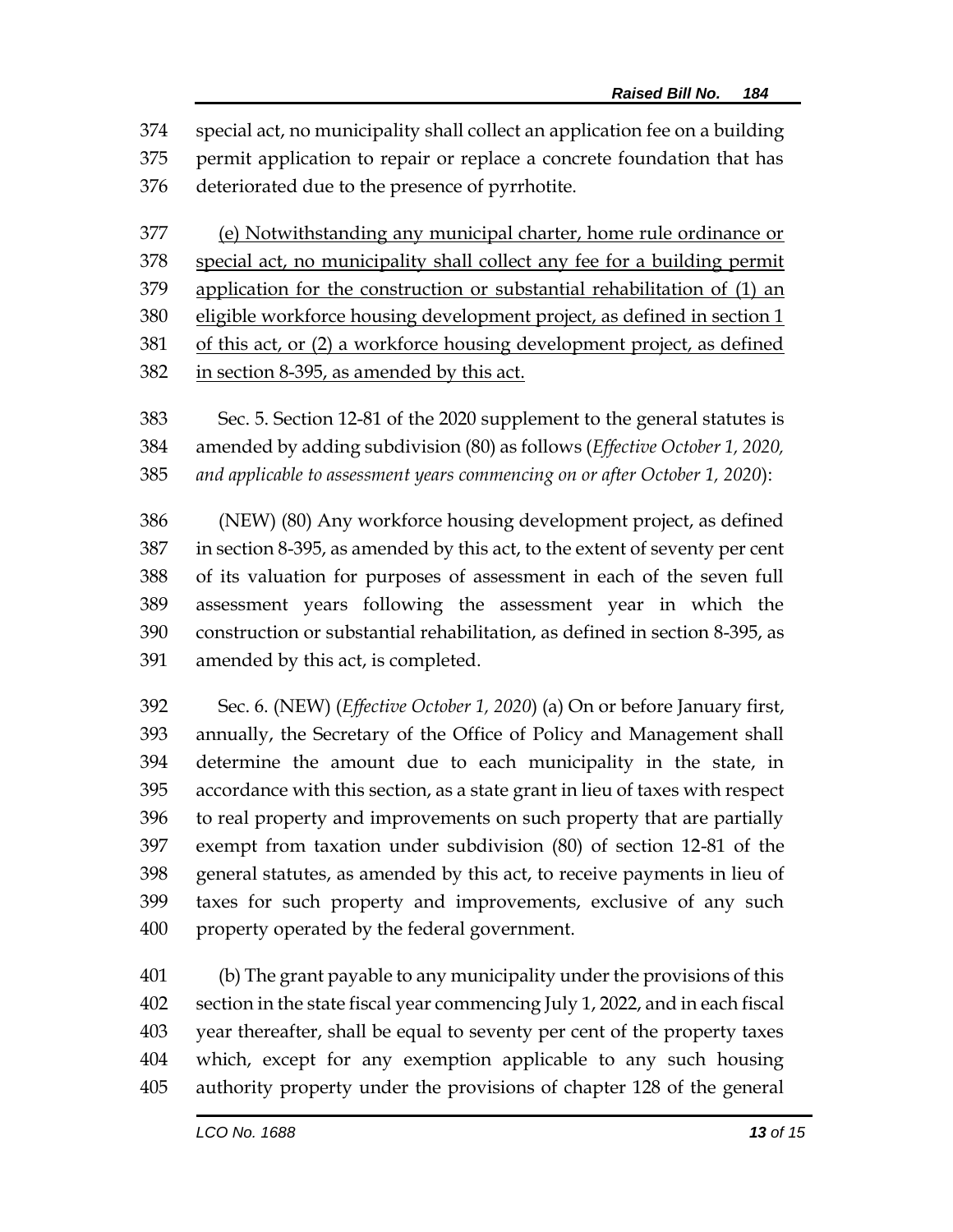special act, no municipality shall collect an application fee on a building permit application to repair or replace a concrete foundation that has deteriorated due to the presence of pyrrhotite.

<u>(e) Notwithstanding any municipal charter, home rule ordinance or special act, no municipality shall collect any fee for a building permit application for the construction or substantial rehabilitation of (1) an eligible workforce housing development project, as defined in section 1 of this act, or (2) a workforce housing development project, as defined in section 8-395, as amended by this act.</u>

Sec. 5. Section 12-81 of the 2020 supplement to the general statutes is amended by adding subdivision (80) as follows (*Effective October 1, 2020, and applicable to assessment years commencing on or after October 1, 2020*):

(NEW) (80) Any workforce housing development project, as defined in section 8-395, as amended by this act, to the extent of seventy per cent of its valuation for purposes of assessment in each of the seven full assessment years following the assessment year in which the construction or substantial rehabilitation, as defined in section 8-395, as amended by this act, is completed.

Sec. 6. (NEW) (*Effective October 1, 2020*) (a) On or before January first, annually, the Secretary of the Office of Policy and Management shall determine the amount due to each municipality in the state, in accordance with this section, as a state grant in lieu of taxes with respect to real property and improvements on such property that are partially exempt from taxation under subdivision (80) of section 12-81 of the general statutes, as amended by this act, to receive payments in lieu of taxes for such property and improvements, exclusive of any such property operated by the federal government.

(b) The grant payable to any municipality under the provisions of this section in the state fiscal year commencing July 1, 2022, and in each fiscal year thereafter, shall be equal to seventy per cent of the property taxes which, except for any exemption applicable to any such housing authority property under the provisions of chapter 128 of the general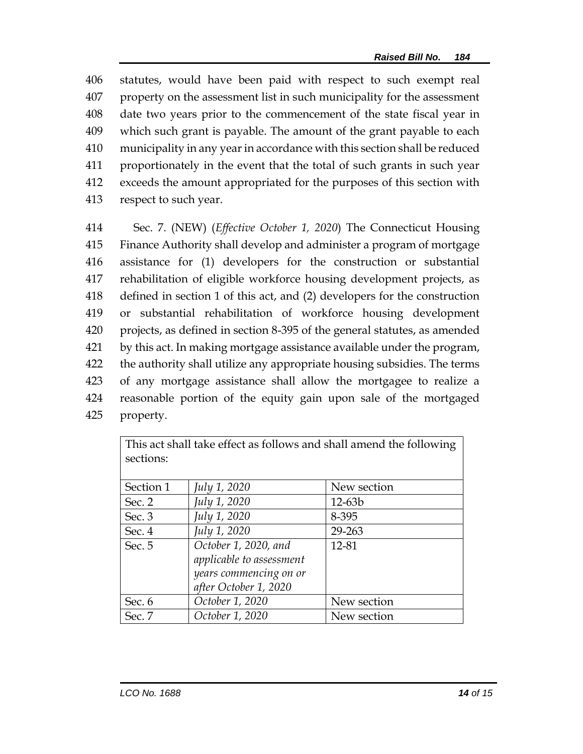statutes, would have been paid with respect to such exempt real property on the assessment list in such municipality for the assessment date two years prior to the commencement of the state fiscal year in which such grant is payable. The amount of the grant payable to each municipality in any year in accordance with this section shall be reduced proportionately in the event that the total of such grants in such year exceeds the amount appropriated for the purposes of this section with respect to such year.

Sec. 7. (NEW) (*Effective October 1, 2020*) The Connecticut Housing Finance Authority shall develop and administer a program of mortgage assistance for (1) developers for the construction or substantial rehabilitation of eligible workforce housing development projects, as defined in section 1 of this act, and (2) developers for the construction or substantial rehabilitation of workforce housing development projects, as defined in section 8-395 of the general statutes, as amended by this act. In making mortgage assistance available under the program, the authority shall utilize any appropriate housing subsidies. The terms of any mortgage assistance shall allow the mortgagee to realize a reasonable portion of the equity gain upon sale of the mortgaged property.

| This act shall take effect as follows and shall amend the following sections: | | |
|---|---|---|
| Section 1 | *July 1, 2020* | New section |
| Sec. 2 | *July 1, 2020* | 12-63b |
| Sec. 3 | *July 1, 2020* | 8-395 |
| Sec. 4 | *July 1, 2020* | 29-263 |
| Sec. 5 | *October 1, 2020, and applicable to assessment years commencing on or after October 1, 2020* | 12-81 |
| Sec. 6 | *October 1, 2020* | New section |
| Sec. 7 | *October 1, 2020* | New section |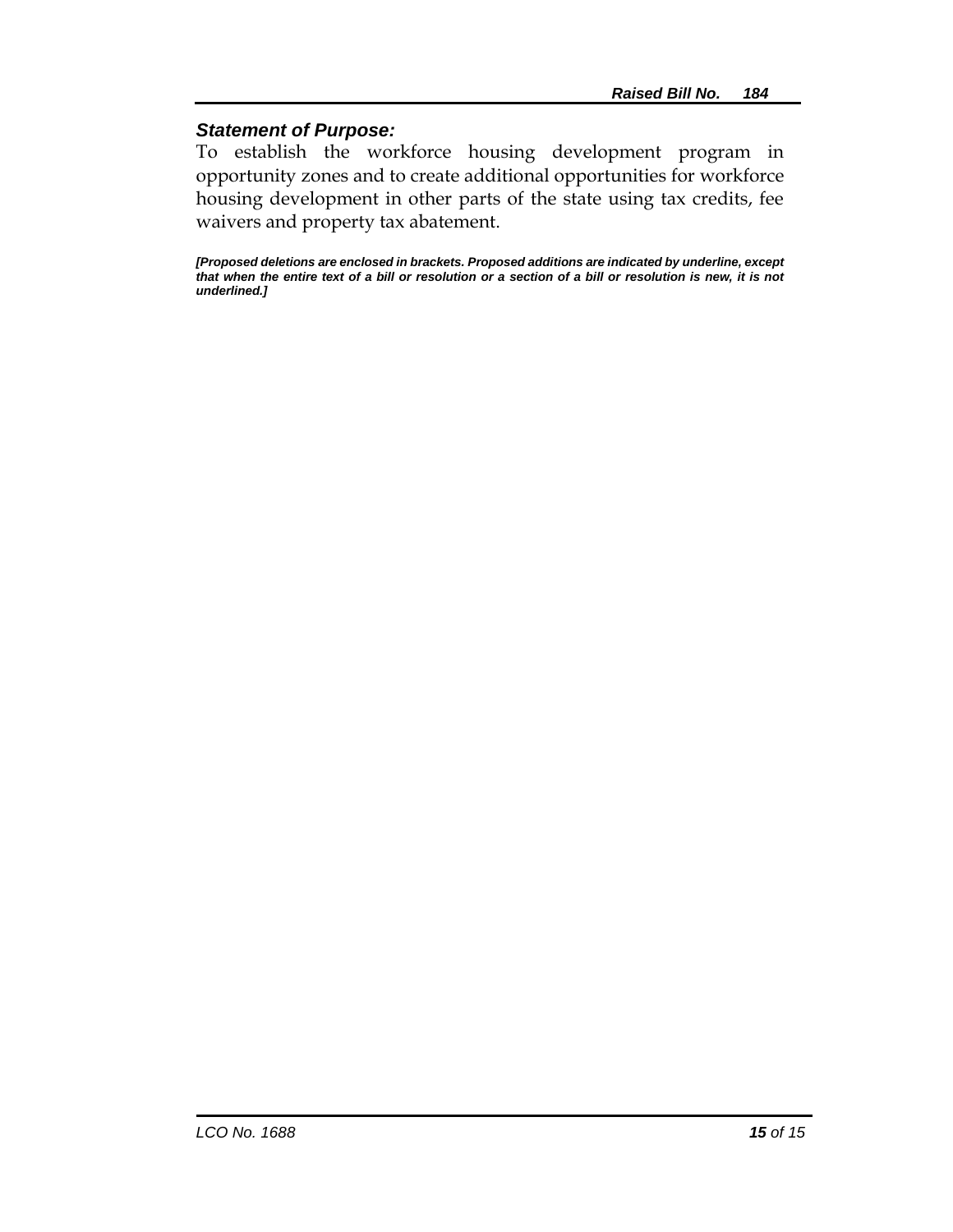### *Statement of Purpose:*

To establish the workforce housing development program in opportunity zones and to create additional opportunities for workforce housing development in other parts of the state using tax credits, fee waivers and property tax abatement.

***[Proposed deletions are enclosed in brackets. Proposed additions are indicated by underline, except that when the entire text of a bill or resolution or a section of a bill or resolution is new, it is not underlined.]***